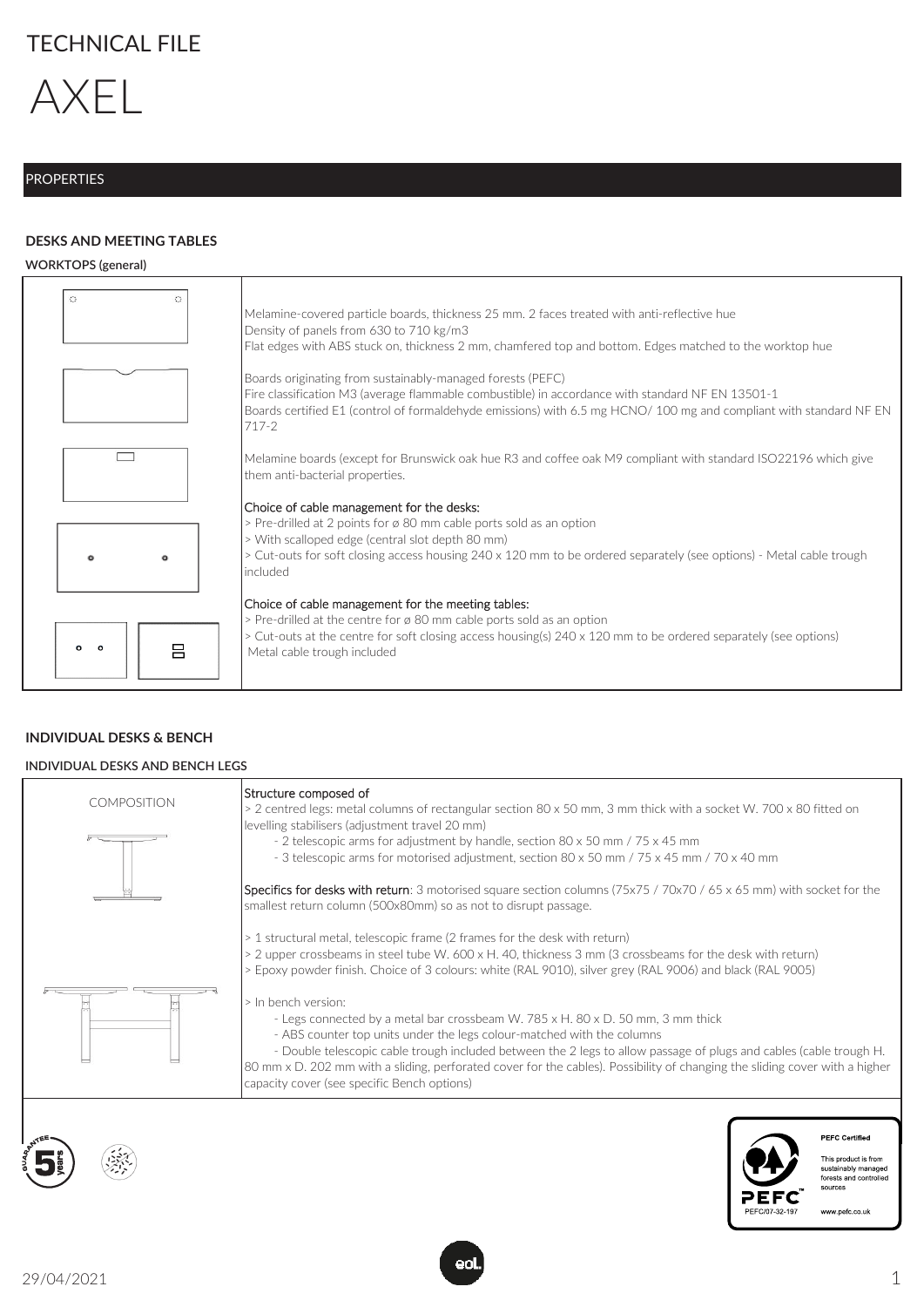# TECHNICAL FILE

# AXEL

## PROPERTIES

### DESKS AND MEETING TABLES

**WORKTOPS (general)**

Melamine-covered particle boards, thickness 25 mm. 2 faces treated with anti-reflective hue
Density of panels from 630 to 710 kg/m3
Flat edges with ABS stuck on, thickness 2 mm, chamfered top and bottom. Edges matched to the worktop hue

Boards originating from sustainably-managed forests (PEFC)
Fire classification M3 (average flammable combustible) in accordance with standard NF EN 13501-1
Boards certified E1 (control of formaldehyde emissions) with 6.5 mg HCNO/ 100 mg and compliant with standard NF EN 717-2

Melamine boards (except for Brunswick oak hue R3 and coffee oak M9 compliant with standard ISO22196 which give them anti-bacterial properties.

Choice of cable management for the desks:
> Pre-drilled at 2 points for ø 80 mm cable ports sold as an option
> With scalloped edge (central slot depth 80 mm)
> Cut-outs for soft closing access housing 240 x 120 mm to be ordered separately (see options) - Metal cable trough included

Choice of cable management for the meeting tables:
> Pre-drilled at the centre for ø 80 mm cable ports sold as an option
> Cut-outs at the centre for soft closing access housing(s) 240 x 120 mm to be ordered separately (see options)
Metal cable trough included

### INDIVIDUAL DESKS & BENCH

**INDIVIDUAL DESKS AND BENCH LEGS**

COMPOSITION

Structure composed of
> 2 centred legs: metal columns of rectangular section 80 x 50 mm, 3 mm thick with a socket W. 700 x 80 fitted on levelling stabilisers (adjustment travel 20 mm)
- 2 telescopic arms for adjustment by handle, section 80 x 50 mm / 75 x 45 mm
- 3 telescopic arms for motorised adjustment, section 80 x 50 mm / 75 x 45 mm / 70 x 40 mm

Specifics for desks with return: 3 motorised square section columns (75x75 / 70x70 / 65 x 65 mm) with socket for the smallest return column (500x80mm) so as not to disrupt passage.

> 1 structural metal, telescopic frame (2 frames for the desk with return)
> 2 upper crossbeams in steel tube W. 600 x H. 40, thickness 3 mm (3 crossbeams for the desk with return)
> Epoxy powder finish. Choice of 3 colours: white (RAL 9010), silver grey (RAL 9006) and black (RAL 9005)

> In bench version:
- Legs connected by a metal bar crossbeam W. 785 x H. 80 x D. 50 mm, 3 mm thick
- ABS counter top units under the legs colour-matched with the columns
- Double telescopic cable trough included between the 2 legs to allow passage of plugs and cables (cable trough H. 80 mm x D. 202 mm with a sliding, perforated cover for the cables). Possibility of changing the sliding cover with a higher capacity cover (see specific Bench options)

PEFC Certified
This product is from sustainably managed forests and controlled sources
PEFC/07-32-197
www.pefc.co.uk

29/04/2021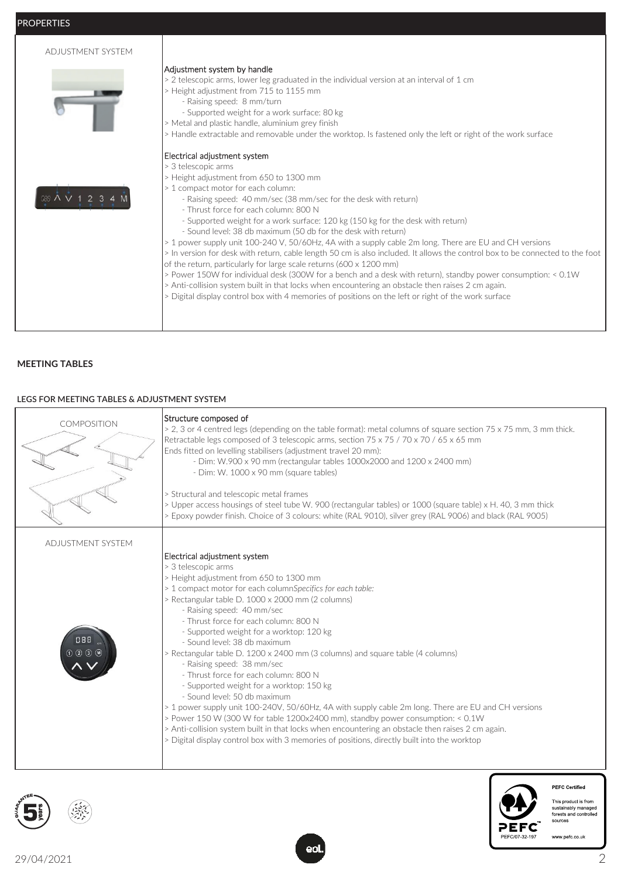## PROPERTIES

| ADJUSTMENT SYSTEM | |
|---|---|
| | Adjustment system by handle<br>> 2 telescopic arms, lower leg graduated in the individual version at an interval of 1 cm<br>> Height adjustment from 715 to 1155 mm<br>- Raising speed: 8 mm/turn<br>- Supported weight for a work surface: 80 kg<br>> Metal and plastic handle, aluminium grey finish<br>> Handle extractable and removable under the worktop. Is fastened only the left or right of the work surface |
| | Electrical adjustment system<br>> 3 telescopic arms<br>> Height adjustment from 650 to 1300 mm<br>> 1 compact motor for each column:<br>- Raising speed: 40 mm/sec (38 mm/sec for the desk with return)<br>- Thrust force for each column: 800 N<br>- Supported weight for a work surface: 120 kg (150 kg for the desk with return)<br>- Sound level: 38 db maximum (50 db for the desk with return)<br>> 1 power supply unit 100-240 V, 50/60Hz, 4A with a supply cable 2m long. There are EU and CH versions<br>> In version for desk with return, cable length 50 cm is also included. It allows the control box to be connected to the foot of the return, particularly for large scale returns (600 x 1200 mm)<br>> Power 150W for individual desk (300W for a bench and a desk with return), standby power consumption: < 0.1W<br>> Anti-collision system built in that locks when encountering an obstacle then raises 2 cm again.<br>> Digital display control box with 4 memories of positions on the left or right of the work surface |

## MEETING TABLES

### LEGS FOR MEETING TABLES & ADJUSTMENT SYSTEM

| COMPOSITION | Structure composed of<br>> 2, 3 or 4 centred legs (depending on the table format): metal columns of square section 75 x 75 mm, 3 mm thick. Retractable legs composed of 3 telescopic arms, section 75 x 75 / 70 x 70 / 65 x 65 mm<br>Ends fitted on levelling stabilisers (adjustment travel 20 mm):<br>- Dim: W.900 x 90 mm (rectangular tables 1000x2000 and 1200 x 2400 mm)<br>- Dim: W. 1000 x 90 mm (square tables)<br><br>> Structural and telescopic metal frames<br>> Upper access housings of steel tube W. 900 (rectangular tables) or 1000 (square table) x H. 40, 3 mm thick<br>> Epoxy powder finish. Choice of 3 colours: white (RAL 9010), silver grey (RAL 9006) and black (RAL 9005) |
|---|---|
| ADJUSTMENT SYSTEM | Electrical adjustment system<br>> 3 telescopic arms<br>> Height adjustment from 650 to 1300 mm<br>> 1 compact motor for each column*Specifics for each table:*<br>> Rectangular table D. 1000 x 2000 mm (2 columns)<br>- Raising speed: 40 mm/sec<br>- Thrust force for each column: 800 N<br>- Supported weight for a worktop: 120 kg<br>- Sound level: 38 db maximum<br>> Rectangular table D. 1200 x 2400 mm (3 columns) and square table (4 columns)<br>- Raising speed: 38 mm/sec<br>- Thrust force for each column: 800 N<br>- Supported weight for a worktop: 150 kg<br>- Sound level: 50 db maximum<br>> 1 power supply unit 100-240V, 50/60Hz, 4A with supply cable 2m long. There are EU and CH versions<br>> Power 150 W (300 W for table 1200x2400 mm), standby power consumption: < 0.1W<br>> Anti-collision system built in that locks when encountering an obstacle then raises 2 cm again.<br>> Digital display control box with 3 memories of positions, directly built into the worktop |

PEFC Certified

This product is from sustainably managed forests and controlled sources

PEFC/07-32-197

www.pefc.co.uk

29/04/2021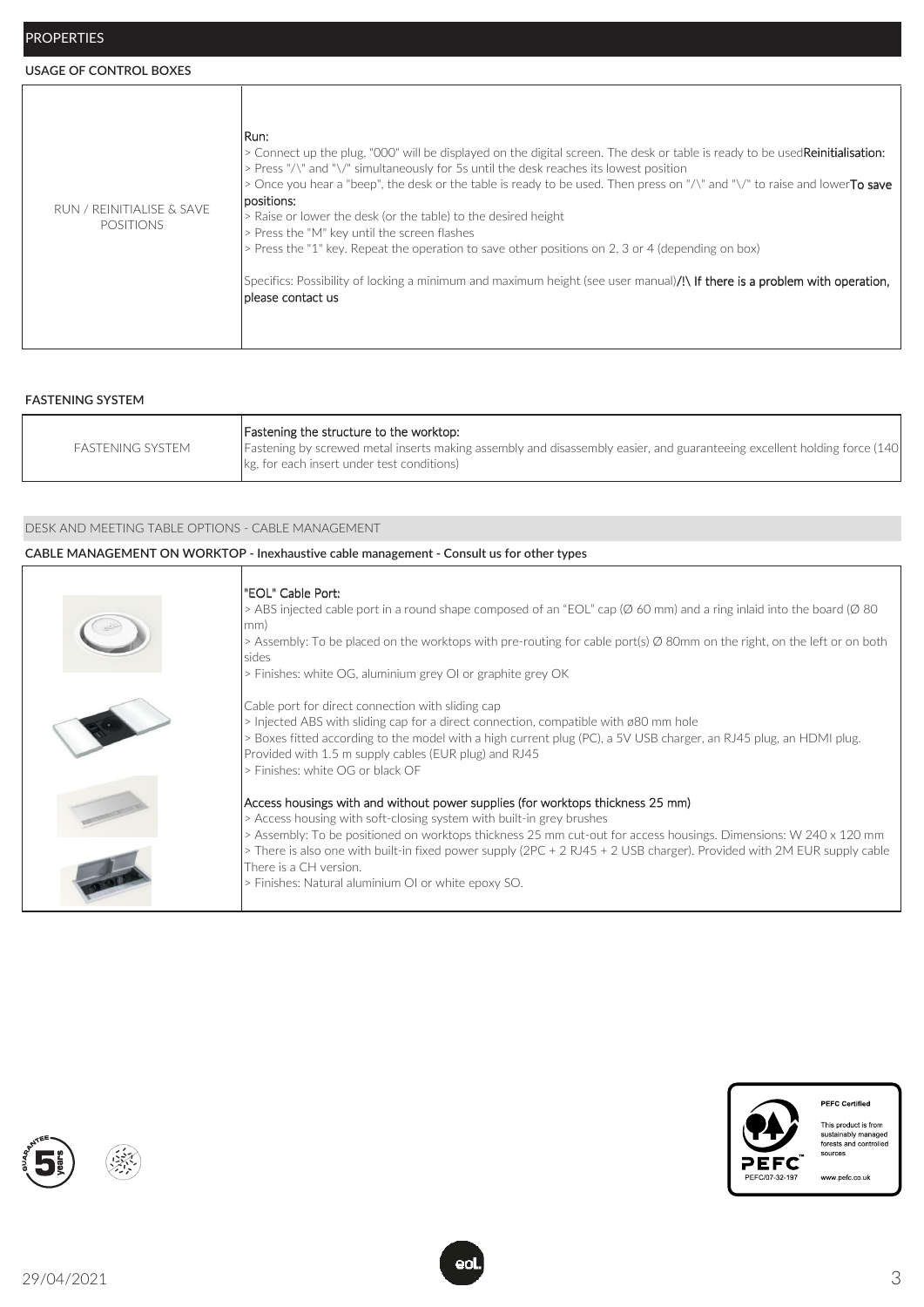## PROPERTIES

### USAGE OF CONTROL BOXES

| | |
|---|---|
| RUN / REINITIALISE & SAVE POSITIONS | Run:<br>> Connect up the plug, "000" will be displayed on the digital screen. The desk or table is ready to be used**Reinitialisation:**<br>> Press "/\" and "\/" simultaneously for 5s until the desk reaches its lowest position<br>> Once you hear a "beep", the desk or the table is ready to be used. Then press on "/\" and "\/" to raise and lower**To save positions:**<br>> Raise or lower the desk (or the table) to the desired height<br>> Press the "M" key until the screen flashes<br>> Press the "1" key. Repeat the operation to save other positions on 2, 3 or 4 (depending on box)<br><br>Specifics: Possibility of locking a minimum and maximum height (see user manual)**/!\ If there is a problem with operation, please contact us** |

### FASTENING SYSTEM

| | |
|---|---|
| FASTENING SYSTEM | Fastening the structure to the worktop:<br>Fastening by screwed metal inserts making assembly and disassembly easier, and guaranteeing excellent holding force (140 kg, for each insert under test conditions) |

## DESK AND MEETING TABLE OPTIONS - CABLE MANAGEMENT

### CABLE MANAGEMENT ON WORKTOP - Inexhaustive cable management - Consult us for other types

| | |
|---|---|
| | "EOL" Cable Port:<br>> ABS injected cable port in a round shape composed of an "EOL" cap (Ø 60 mm) and a ring inlaid into the board (Ø 80 mm)<br>> Assembly: To be placed on the worktops with pre-routing for cable port(s) Ø 80mm on the right, on the left or on both sides<br>> Finishes: white OG, aluminium grey OI or graphite grey OK |
| | Cable port for direct connection with sliding cap<br>> Injected ABS with sliding cap for a direct connection, compatible with ø80 mm hole<br>> Boxes fitted according to the model with a high current plug (PC), a 5V USB charger, an RJ45 plug, an HDMI plug. Provided with 1.5 m supply cables (EUR plug) and RJ45<br>> Finishes: white OG or black OF |
| | Access housings with and without power supplies (for worktops thickness 25 mm)<br>> Access housing with soft-closing system with built-in grey brushes<br>> Assembly: To be positioned on worktops thickness 25 mm cut-out for access housings. Dimensions: W 240 x 120 mm<br>> There is also one with built-in fixed power supply (2PC + 2 RJ45 + 2 USB charger). Provided with 2M EUR supply cable There is a CH version.<br>> Finishes: Natural aluminium OI or white epoxy SO. |

PEFC Certified

This product is from sustainably managed forests and controlled sources

PEFC/07-32-197

www.pefc.co.uk

29/04/2021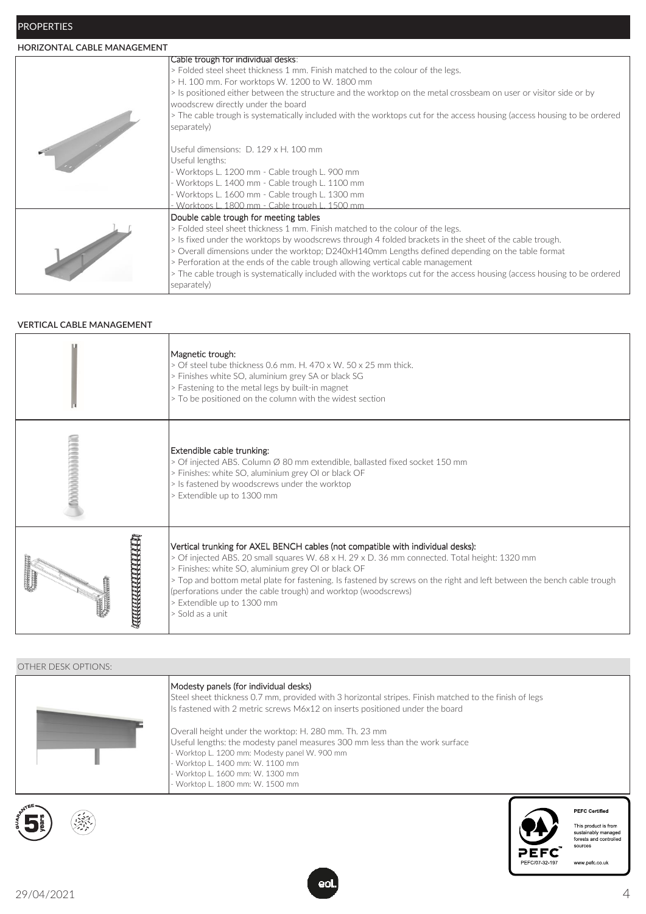## PROPERTIES

### HORIZONTAL CABLE MANAGEMENT

Cable trough for individual desks:
> Folded steel sheet thickness 1 mm. Finish matched to the colour of the legs.
> H. 100 mm. For worktops W. 1200 to W. 1800 mm
> Is positioned either between the structure and the worktop on the metal crossbeam on user or visitor side or by woodscrew directly under the board
> The cable trough is systematically included with the worktops cut for the access housing (access housing to be ordered separately)

Useful dimensions: D. 129 x H. 100 mm
Useful lengths:
- Worktops L. 1200 mm - Cable trough L. 900 mm
- Worktops L. 1400 mm - Cable trough L. 1100 mm
- Worktops L. 1600 mm - Cable trough L. 1300 mm
- Worktops L. 1800 mm - Cable trough L. 1500 mm

Double cable trough for meeting tables
> Folded steel sheet thickness 1 mm. Finish matched to the colour of the legs.
> Is fixed under the worktops by woodscrews through 4 folded brackets in the sheet of the cable trough.
> Overall dimensions under the worktop; D240xH140mm Lengths defined depending on the table format
> Perforation at the ends of the cable trough allowing vertical cable management
> The cable trough is systematically included with the worktops cut for the access housing (access housing to be ordered separately)

### VERTICAL CABLE MANAGEMENT

Magnetic trough:
> Of steel tube thickness 0.6 mm. H. 470 x W. 50 x 25 mm thick.
> Finishes white SO, aluminium grey SA or black SG
> Fastening to the metal legs by built-in magnet
> To be positioned on the column with the widest section

Extendible cable trunking:
> Of injected ABS. Column Ø 80 mm extendible, ballasted fixed socket 150 mm
> Finishes: white SO, aluminium grey OI or black OF
> Is fastened by woodscrews under the worktop
> Extendible up to 1300 mm

Vertical trunking for AXEL BENCH cables (not compatible with individual desks):
> Of injected ABS. 20 small squares W. 68 x H. 29 x D. 36 mm connected. Total height: 1320 mm
> Finishes: white SO, aluminium grey OI or black OF
> Top and bottom metal plate for fastening. Is fastened by screws on the right and left between the bench cable trough (perforations under the cable trough) and worktop (woodscrews)
> Extendible up to 1300 mm
> Sold as a unit

### OTHER DESK OPTIONS:

Modesty panels (for individual desks)
Steel sheet thickness 0.7 mm, provided with 3 horizontal stripes. Finish matched to the finish of legs
Is fastened with 2 metric screws M6x12 on inserts positioned under the board

Overall height under the worktop: H. 280 mm. Th. 23 mm
Useful lengths: the modesty panel measures 300 mm less than the work surface
- Worktop L. 1200 mm: Modesty panel W. 900 mm
- Worktop L. 1400 mm: W. 1100 mm
- Worktop L. 1600 mm: W. 1300 mm
- Worktop L. 1800 mm: W. 1500 mm

GUARANTEE 5 years

PEFC Certified
This product is from sustainably managed forests and controlled sources
PEFC/07-32-197
www.pefc.co.uk

29/04/2021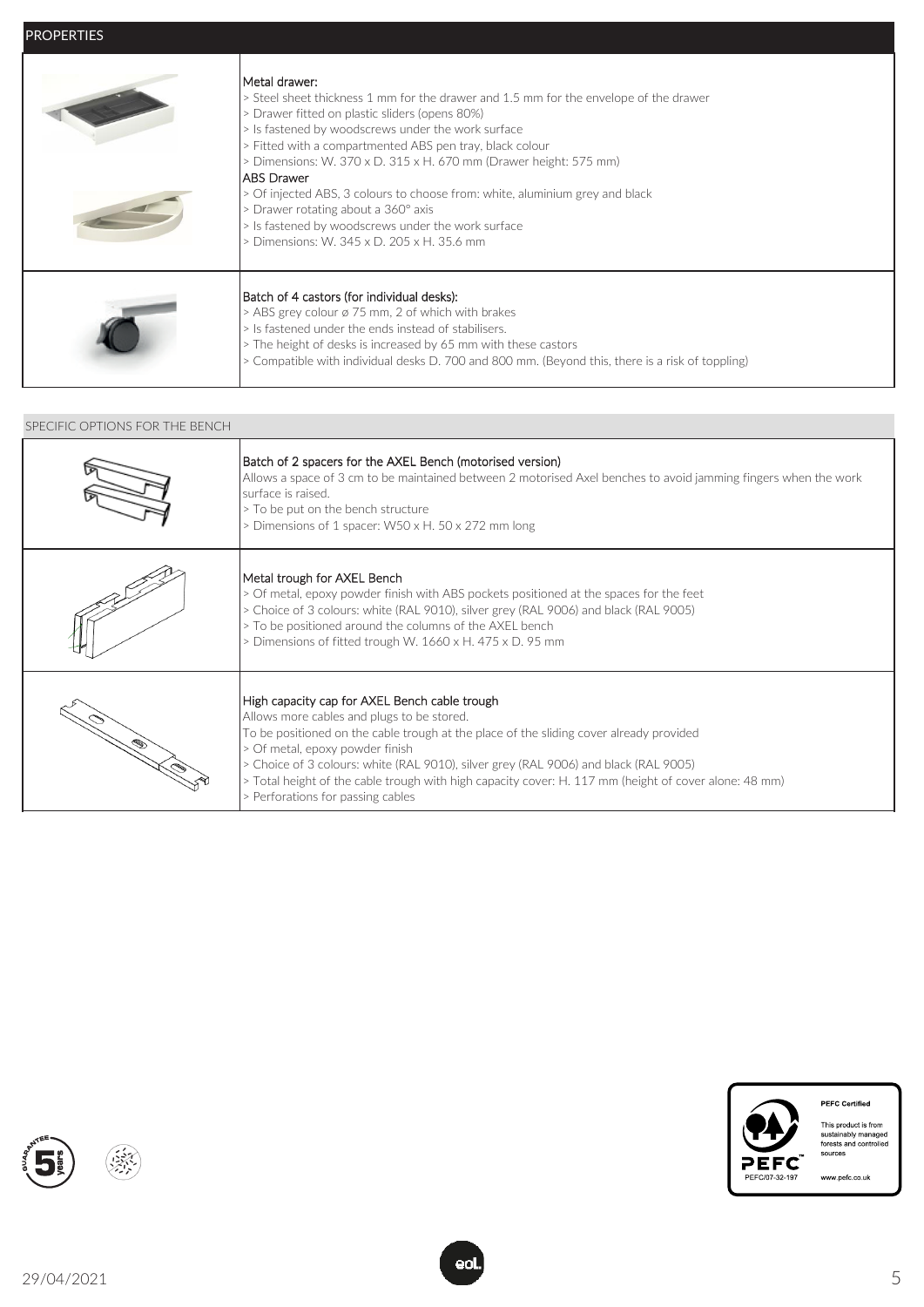## PROPERTIES

**Metal drawer:**
> Steel sheet thickness 1 mm for the drawer and 1.5 mm for the envelope of the drawer
> Drawer fitted on plastic sliders (opens 80%)
> Is fastened by woodscrews under the work surface
> Fitted with a compartmented ABS pen tray, black colour
> Dimensions: W. 370 x D. 315 x H. 670 mm (Drawer height: 575 mm)

**ABS Drawer**
> Of injected ABS, 3 colours to choose from: white, aluminium grey and black
> Drawer rotating about a 360° axis
> Is fastened by woodscrews under the work surface
> Dimensions: W. 345 x D. 205 x H. 35.6 mm

**Batch of 4 castors (for individual desks):**
> ABS grey colour ø 75 mm, 2 of which with brakes
> Is fastened under the ends instead of stabilisers.
> The height of desks is increased by 65 mm with these castors
> Compatible with individual desks D. 700 and 800 mm. (Beyond this, there is a risk of toppling)

## SPECIFIC OPTIONS FOR THE BENCH

**Batch of 2 spacers for the AXEL Bench (motorised version)**
Allows a space of 3 cm to be maintained between 2 motorised Axel benches to avoid jamming fingers when the work surface is raised.
> To be put on the bench structure
> Dimensions of 1 spacer: W50 x H. 50 x 272 mm long

**Metal trough for AXEL Bench**
> Of metal, epoxy powder finish with ABS pockets positioned at the spaces for the feet
> Choice of 3 colours: white (RAL 9010), silver grey (RAL 9006) and black (RAL 9005)
> To be positioned around the columns of the AXEL bench
> Dimensions of fitted trough W. 1660 x H. 475 x D. 95 mm

**High capacity cap for AXEL Bench cable trough**
Allows more cables and plugs to be stored.
To be positioned on the cable trough at the place of the sliding cover already provided
> Of metal, epoxy powder finish
> Choice of 3 colours: white (RAL 9010), silver grey (RAL 9006) and black (RAL 9005)
> Total height of the cable trough with high capacity cover: H. 117 mm (height of cover alone: 48 mm)
> Perforations for passing cables

PEFC Certified
This product is from sustainably managed forests and controlled sources
PEFC/07-32-197
www.pefc.co.uk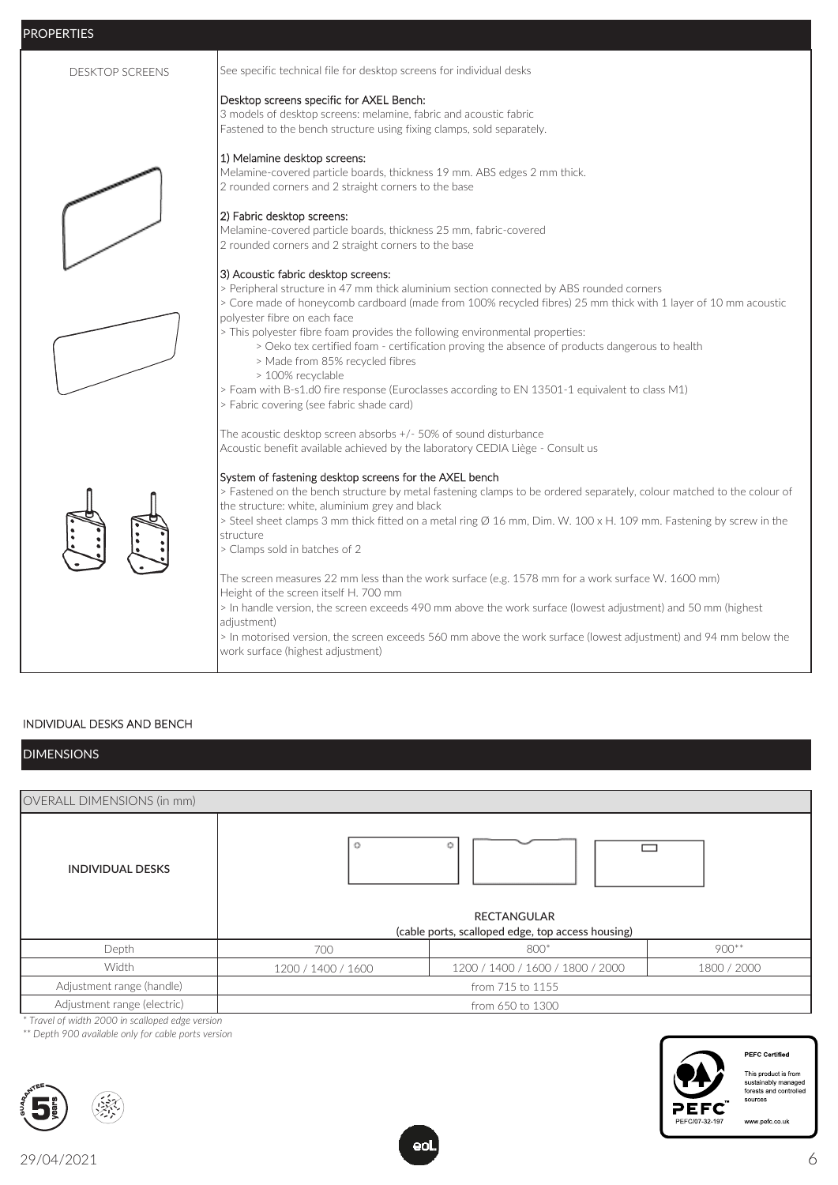## PROPERTIES

| | |
|---|---|
| DESKTOP SCREENS | See specific technical file for desktop screens for individual desks<br><br>Desktop screens specific for AXEL Bench:<br>3 models of desktop screens: melamine, fabric and acoustic fabric<br>Fastened to the bench structure using fixing clamps, sold separately.<br><br>1) Melamine desktop screens:<br>Melamine-covered particle boards, thickness 19 mm. ABS edges 2 mm thick.<br>2 rounded corners and 2 straight corners to the base<br><br>2) Fabric desktop screens:<br>Melamine-covered particle boards, thickness 25 mm, fabric-covered<br>2 rounded corners and 2 straight corners to the base<br><br>3) Acoustic fabric desktop screens:<br>> Peripheral structure in 47 mm thick aluminium section connected by ABS rounded corners<br>> Core made of honeycomb cardboard (made from 100% recycled fibres) 25 mm thick with 1 layer of 10 mm acoustic polyester fibre on each face<br>> This polyester fibre foam provides the following environmental properties:<br>> Oeko tex certified foam - certification proving the absence of products dangerous to health<br>> Made from 85% recycled fibres<br>> 100% recyclable<br>> Foam with B-s1.d0 fire response (Euroclasses according to EN 13501-1 equivalent to class M1)<br>> Fabric covering (see fabric shade card)<br><br>The acoustic desktop screen absorbs +/- 50% of sound disturbance<br>Acoustic benefit available achieved by the laboratory CEDIA Liège - Consult us<br><br>System of fastening desktop screens for the AXEL bench<br>> Fastened on the bench structure by metal fastening clamps to be ordered separately, colour matched to the colour of the structure: white, aluminium grey and black<br>> Steel sheet clamps 3 mm thick fitted on a metal ring Ø 16 mm, Dim. W. 100 x H. 109 mm. Fastening by screw in the structure<br>> Clamps sold in batches of 2<br><br>The screen measures 22 mm less than the work surface (e.g. 1578 mm for a work surface W. 1600 mm)<br>Height of the screen itself H. 700 mm<br>> In handle version, the screen exceeds 490 mm above the work surface (lowest adjustment) and 50 mm (highest adjustment)<br>> In motorised version, the screen exceeds 560 mm above the work surface (lowest adjustment) and 94 mm below the work surface (highest adjustment) |

INDIVIDUAL DESKS AND BENCH

## DIMENSIONS

| OVERALL DIMENSIONS (in mm) | | | |
|---|---|---|---|
| **INDIVIDUAL DESKS** | RECTANGULAR (cable ports, scalloped edge, top access housing) | | |
| Depth | 700 | 800* | 900** |
| Width | 1200 / 1400 / 1600 | 1200 / 1400 / 1600 / 1800 / 2000 | 1800 / 2000 |
| Adjustment range (handle) | from 715 to 1155 | | |
| Adjustment range (electric) | from 650 to 1300 | | |

*\* Travel of width 2000 in scalloped edge version*

*\*\* Depth 900 available only for cable ports version*

PEFC Certified

This product is from sustainably managed forests and controlled sources

PEFC/07-32-197

www.pefc.co.uk

29/04/2021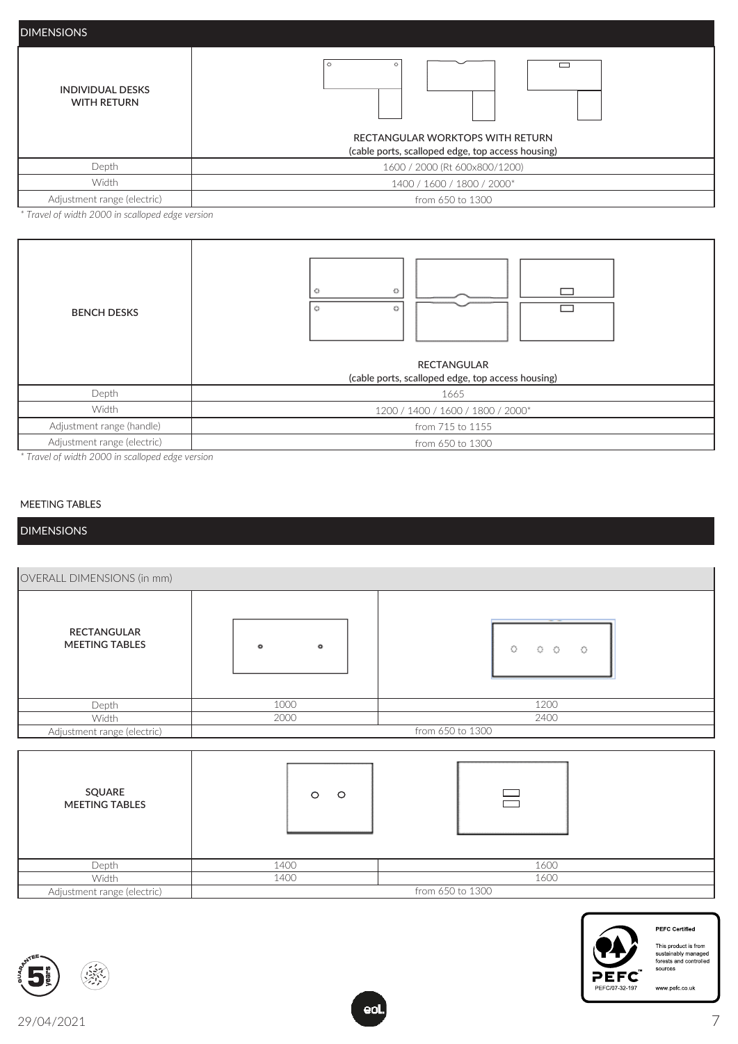## DIMENSIONS

| | |
|---|---|
| **INDIVIDUAL DESKS WITH RETURN** | RECTANGULAR WORKTOPS WITH RETURN (cable ports, scalloped edge, top access housing) |
| Depth | 1600 / 2000 (Rt 600x800/1200) |
| Width | 1400 / 1600 / 1800 / 2000* |
| Adjustment range (electric) | from 650 to 1300 |

*\* Travel of width 2000 in scalloped edge version*

| | |
|---|---|
| **BENCH DESKS** | RECTANGULAR (cable ports, scalloped edge, top access housing) |
| Depth | 1665 |
| Width | 1200 / 1400 / 1600 / 1800 / 2000* |
| Adjustment range (handle) | from 715 to 1155 |
| Adjustment range (electric) | from 650 to 1300 |

*\* Travel of width 2000 in scalloped edge version*

### MEETING TABLES

## DIMENSIONS

OVERALL DIMENSIONS (in mm)

| **RECTANGULAR MEETING TABLES** | | |
|---|---|---|
| Depth | 1000 | 1200 |
| Width | 2000 | 2400 |
| Adjustment range (electric) | from 650 to 1300 | |

| **SQUARE MEETING TABLES** | | |
|---|---|---|
| Depth | 1400 | 1600 |
| Width | 1400 | 1600 |
| Adjustment range (electric) | from 650 to 1300 | |

**PEFC Certified**

This product is from sustainably managed forests and controlled sources

PEFC/07-32-197

www.pefc.co.uk

29/04/2021